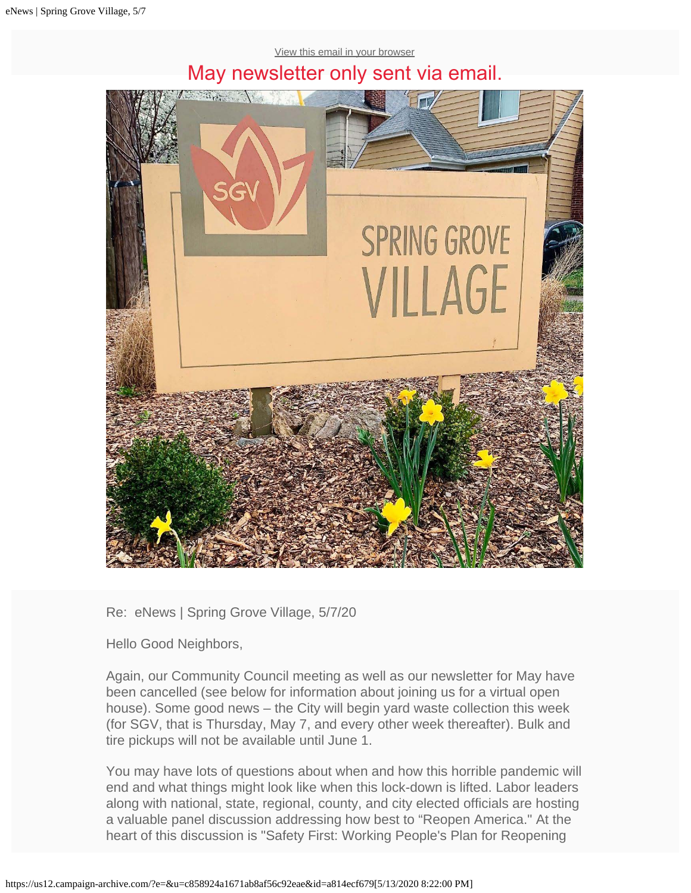View this email in your browser

May newsletter only sent via email.

Re: eNews | Spring Grove Village, 5/7/20

Hello Good Neighbors,

Again, our Community Council meeting as well as our newsletter for May have been cancelled (see below for information about joining us for a virtual open house). Some good news – the City will begin yard waste collection this week (for SGV, that is Thursday, May 7, and every other week thereafter). Bulk and tire pickups will not be available until June 1.

You may have lots of questions about when and how this horrible pandemic will end and what things might look like when this lock-down is lifted. Labor leaders along with national, state, regional, county, and city elected officials are hosting a valuable panel discussion addressing how best to "Reopen America." At the heart of this discussion is "Safety First: Working People's Plan for Reopening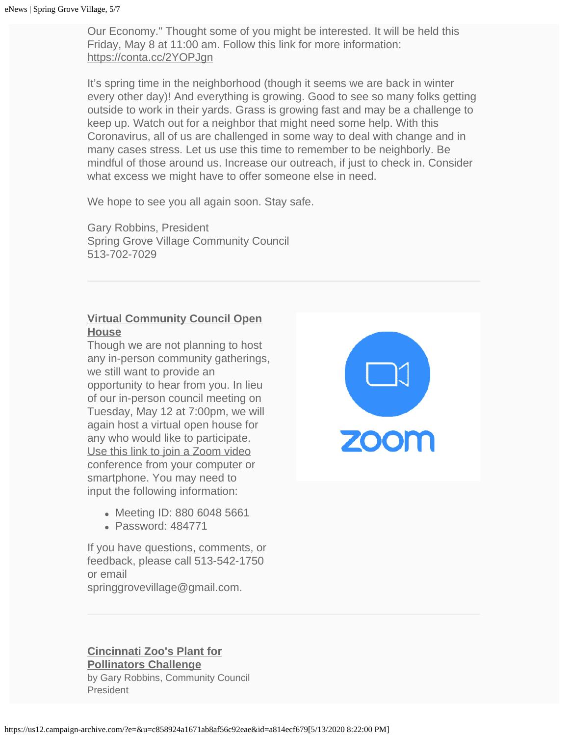Our Economy." Thought some of you might be interested. It will be held this Friday, May 8 at 11:00 am. Follow this link for more information: https://conta.cc/2YOPJgn

It's spring time in the neighborhood (though it seems we are back in winter every other day)! And everything is growing. Good to see so many folks getting outside to work in their yards. Grass is growing fast and may be a challenge to keep up. Watch out for a neighbor that might need some help. With this Coronavirus, all of us are challenged in some way to deal with change and in many cases stress. Let us use this time to remember to be neighborly. Be mindful of those around us. Increase our outreach, if just to check in. Consider what excess we might have to offer someone else in need.

We hope to see you all again soon. Stay safe.

Gary Robbins, President
Spring Grove Village Community Council
513-702-7029

---

## Virtual Community Council Open House

Though we are not planning to host any in-person community gatherings, we still want to provide an opportunity to hear from you. In lieu of our in-person council meeting on Tuesday, May 12 at 7:00pm, we will again host a virtual open house for any who would like to participate. Use this link to join a Zoom video conference from your computer or smartphone. You may need to input the following information:

- Meeting ID: 880 6048 5661
- Password: 484771

If you have questions, comments, or feedback, please call 513-542-1750 or email springgrovevillage@gmail.com.

---

## Cincinnati Zoo's Plant for Pollinators Challenge

by Gary Robbins, Community Council President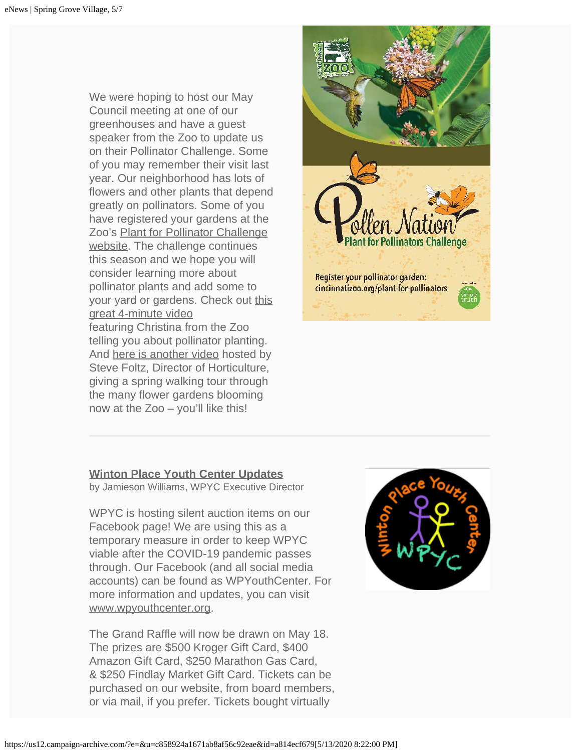We were hoping to host our May Council meeting at one of our greenhouses and have a guest speaker from the Zoo to update us on their Pollinator Challenge. Some of you may remember their visit last year. Our neighborhood has lots of flowers and other plants that depend greatly on pollinators. Some of you have registered your gardens at the Zoo's Plant for Pollinator Challenge website. The challenge continues this season and we hope you will consider learning more about pollinator plants and add some to your yard or gardens. Check out this great 4-minute video featuring Christina from the Zoo telling you about pollinator planting. And here is another video hosted by Steve Foltz, Director of Horticulture, giving a spring walking tour through the many flower gardens blooming now at the Zoo – you'll like this!

---

## Winton Place Youth Center Updates

by Jamieson Williams, WPYC Executive Director

WPYC is hosting silent auction items on our Facebook page! We are using this as a temporary measure in order to keep WPYC viable after the COVID-19 pandemic passes through. Our Facebook (and all social media accounts) can be found as WPYouthCenter. For more information and updates, you can visit www.wpyouthcenter.org.

The Grand Raffle will now be drawn on May 18. The prizes are $500 Kroger Gift Card, $400 Amazon Gift Card, $250 Marathon Gas Card, & $250 Findlay Market Gift Card. Tickets can be purchased on our website, from board members, or via mail, if you prefer. Tickets bought virtually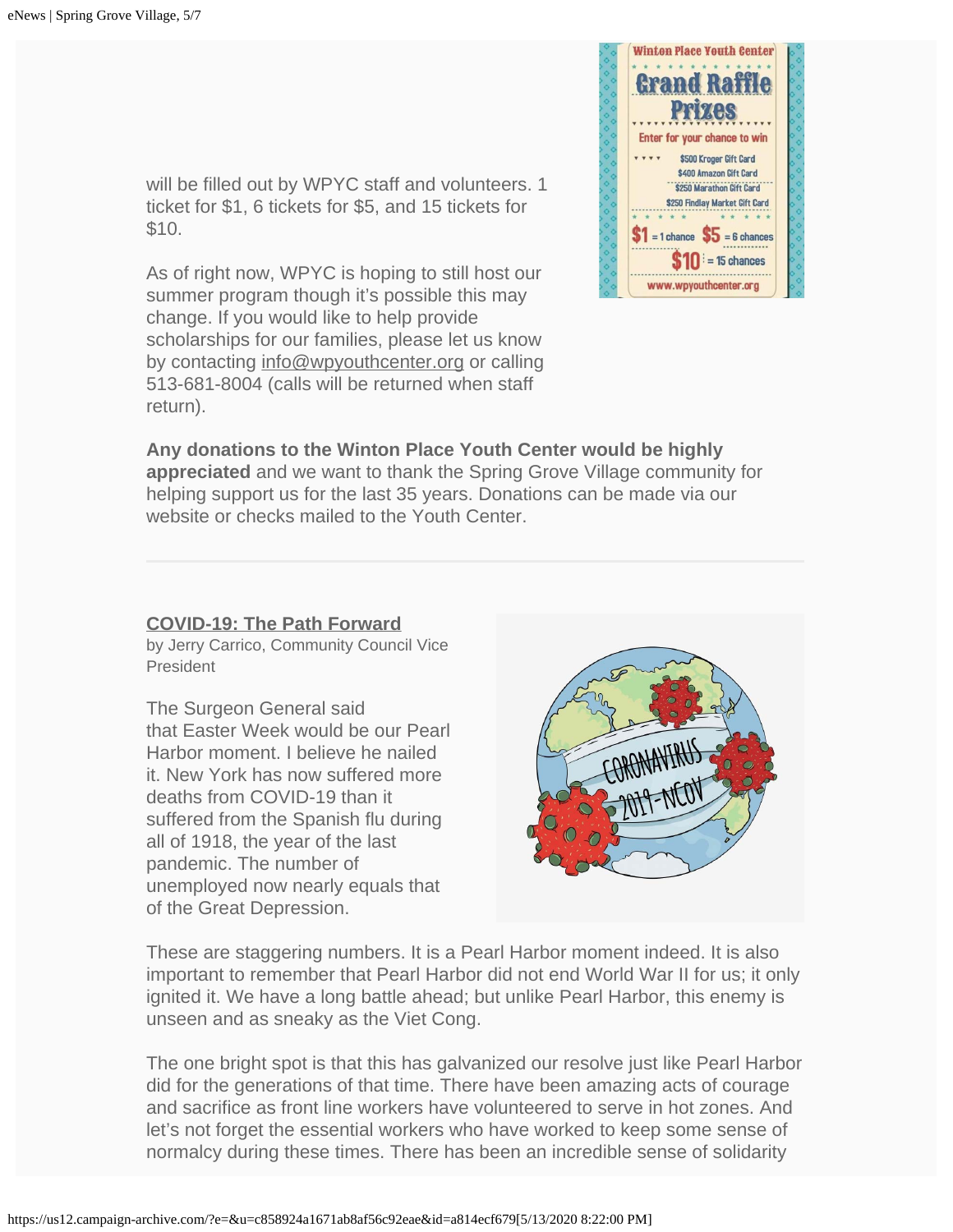will be filled out by WPYC staff and volunteers. 1 ticket for $1, 6 tickets for $5, and 15 tickets for $10.

As of right now, WPYC is hoping to still host our summer program though it's possible this may change. If you would like to help provide scholarships for our families, please let us know by contacting info@wpyouthcenter.org or calling 513-681-8004 (calls will be returned when staff return).

**Any donations to the Winton Place Youth Center would be highly appreciated** and we want to thank the Spring Grove Village community for helping support us for the last 35 years. Donations can be made via our website or checks mailed to the Youth Center.

---

## COVID-19: The Path Forward

by Jerry Carrico, Community Council Vice President

The Surgeon General said that Easter Week would be our Pearl Harbor moment. I believe he nailed it. New York has now suffered more deaths from COVID-19 than it suffered from the Spanish flu during all of 1918, the year of the last pandemic. The number of unemployed now nearly equals that of the Great Depression.

These are staggering numbers. It is a Pearl Harbor moment indeed. It is also important to remember that Pearl Harbor did not end World War II for us; it only ignited it. We have a long battle ahead; but unlike Pearl Harbor, this enemy is unseen and as sneaky as the Viet Cong.

The one bright spot is that this has galvanized our resolve just like Pearl Harbor did for the generations of that time. There have been amazing acts of courage and sacrifice as front line workers have volunteered to serve in hot zones. And let's not forget the essential workers who have worked to keep some sense of normalcy during these times. There has been an incredible sense of solidarity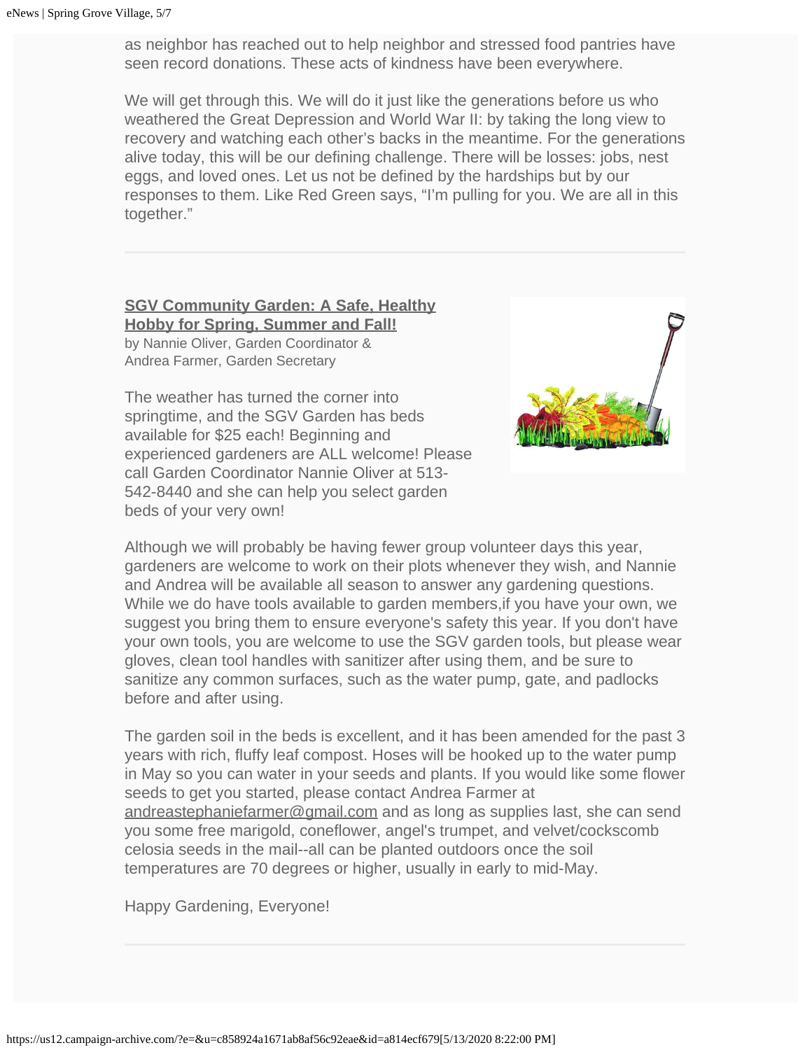as neighbor has reached out to help neighbor and stressed food pantries have seen record donations. These acts of kindness have been everywhere.

We will get through this. We will do it just like the generations before us who weathered the Great Depression and World War II: by taking the long view to recovery and watching each other's backs in the meantime. For the generations alive today, this will be our defining challenge. There will be losses: jobs, nest eggs, and loved ones. Let us not be defined by the hardships but by our responses to them. Like Red Green says, "I'm pulling for you. We are all in this together."

---

## SGV Community Garden: A Safe, Healthy Hobby for Spring, Summer and Fall!

by Nannie Oliver, Garden Coordinator &
Andrea Farmer, Garden Secretary

The weather has turned the corner into springtime, and the SGV Garden has beds available for $25 each! Beginning and experienced gardeners are ALL welcome! Please call Garden Coordinator Nannie Oliver at 513-542-8440 and she can help you select garden beds of your very own!

Although we will probably be having fewer group volunteer days this year, gardeners are welcome to work on their plots whenever they wish, and Nannie and Andrea will be available all season to answer any gardening questions. While we do have tools available to garden members,if you have your own, we suggest you bring them to ensure everyone's safety this year. If you don't have your own tools, you are welcome to use the SGV garden tools, but please wear gloves, clean tool handles with sanitizer after using them, and be sure to sanitize any common surfaces, such as the water pump, gate, and padlocks before and after using.

The garden soil in the beds is excellent, and it has been amended for the past 3 years with rich, fluffy leaf compost. Hoses will be hooked up to the water pump in May so you can water in your seeds and plants. If you would like some flower seeds to get you started, please contact Andrea Farmer at andreastephaniefarmer@gmail.com and as long as supplies last, she can send you some free marigold, coneflower, angel's trumpet, and velvet/cockscomb celosia seeds in the mail--all can be planted outdoors once the soil temperatures are 70 degrees or higher, usually in early to mid-May.

Happy Gardening, Everyone!

---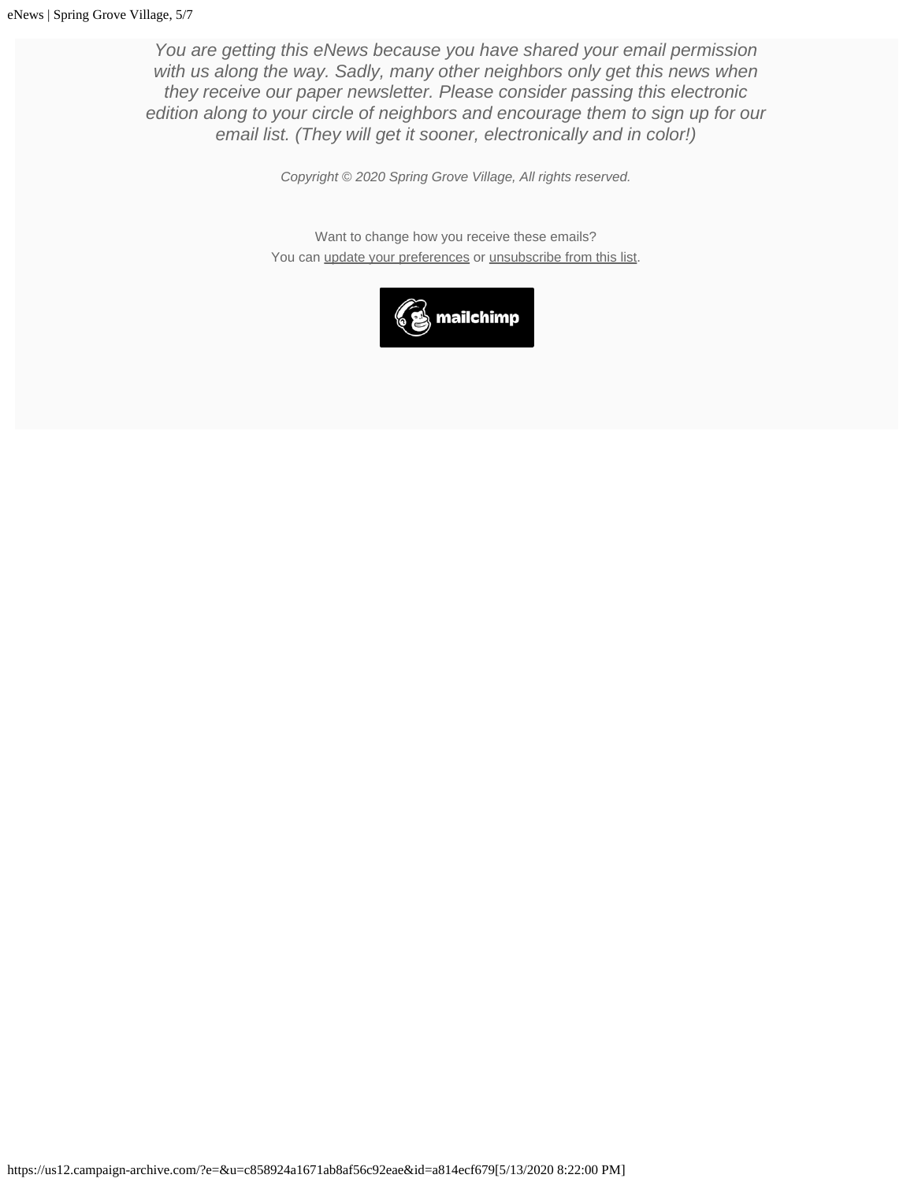*You are getting this eNews because you have shared your email permission with us along the way. Sadly, many other neighbors only get this news when they receive our paper newsletter. Please consider passing this electronic edition along to your circle of neighbors and encourage them to sign up for our email list. (They will get it sooner, electronically and in color!)*

*Copyright © 2020 Spring Grove Village, All rights reserved.*

Want to change how you receive these emails?
You can update your preferences or unsubscribe from this list.

mailchimp